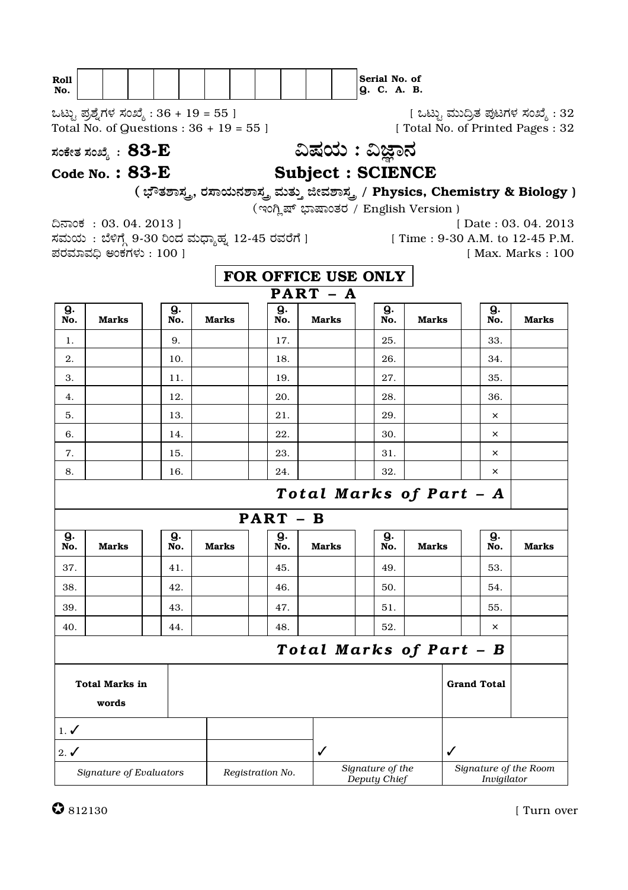| Roll No. | | | | | | | | | | | | Serial No. of Q. C. A. B. |
|---|---|---|---|---|---|---|---|---|---|---|---|---|

ಒಟ್ಟು ಪ್ರಶ್ನೆಗಳ ಸಂಖ್ಯೆ : 36 + 19 = 55 ]
Total No. of Questions : 36 + 19 = 55 ]

[ ಒಟ್ಟು ಮುದ್ರಿತ ಪುಟಗಳ ಸಂಖ್ಯೆ : 32
[ Total No. of Printed Pages : 32

ಸಂಕೇತ ಸಂಖ್ಯೆ : **83-E**
**Code No. : 83-E**

# ವಿಷಯ : ವಿಜ್ಞಾನ
# Subject : SCIENCE

**( ಭೌತಶಾಸ್ತ್ರ, ರಸಾಯನಶಾಸ್ತ್ರ ಮತ್ತು ಜೀವಶಾಸ್ತ್ರ / Physics, Chemistry & Biology )**

( ಇಂಗ್ಲಿಷ್ ಭಾಷಾಂತರ / English Version )

ದಿನಾಂಕ : 03. 04. 2013 ] [ Date : 03. 04. 2013

ಸಮಯ : ಬೆಳಿಗ್ಗೆ 9-30 ರಿಂದ ಮಧ್ಯಾಹ್ನ 12-45 ರವರೆಗೆ ] [ Time : 9-30 A.M. to 12-45 P.M.

ಪರಮಾವಧಿ ಅಂಕಗಳು : 100 ] [ Max. Marks : 100

## FOR OFFICE USE ONLY

### PART – A

| Q. No. | Marks | Q. No. | Marks | Q. No. | Marks | Q. No. | Marks | Q. No. | Marks |
|---|---|---|---|---|---|---|---|---|---|
| 1. | | 9. | | 17. | | 25. | | 33. | |
| 2. | | 10. | | 18. | | 26. | | 34. | |
| 3. | | 11. | | 19. | | 27. | | 35. | |
| 4. | | 12. | | 20. | | 28. | | 36. | |
| 5. | | 13. | | 21. | | 29. | | × | |
| 6. | | 14. | | 22. | | 30. | | × | |
| 7. | | 15. | | 23. | | 31. | | × | |
| 8. | | 16. | | 24. | | 32. | | × | |
| ***Total Marks of Part – A*** | | | | | | | | | |

### PART – B

| Q. No. | Marks | Q. No. | Marks | Q. No. | Marks | Q. No. | Marks | Q. No. | Marks |
|---|---|---|---|---|---|---|---|---|---|
| 37. | | 41. | | 45. | | 49. | | 53. | |
| 38. | | 42. | | 46. | | 50. | | 54. | |
| 39. | | 43. | | 47. | | 51. | | 55. | |
| 40. | | 44. | | 48. | | 52. | | × | |
| ***Total Marks of Part – B*** | | | | | | | | | |

| **Total Marks in words** | | | **Grand Total** | |
|---|---|---|---|---|
| 1. ✓ | | | | |
| 2. ✓ | | ✓ | ✓ | |
| *Signature of Evaluators* | *Registration No.* | *Signature of the Deputy Chief* | *Signature of the Room Invigilator* | |

812130

[ Turn over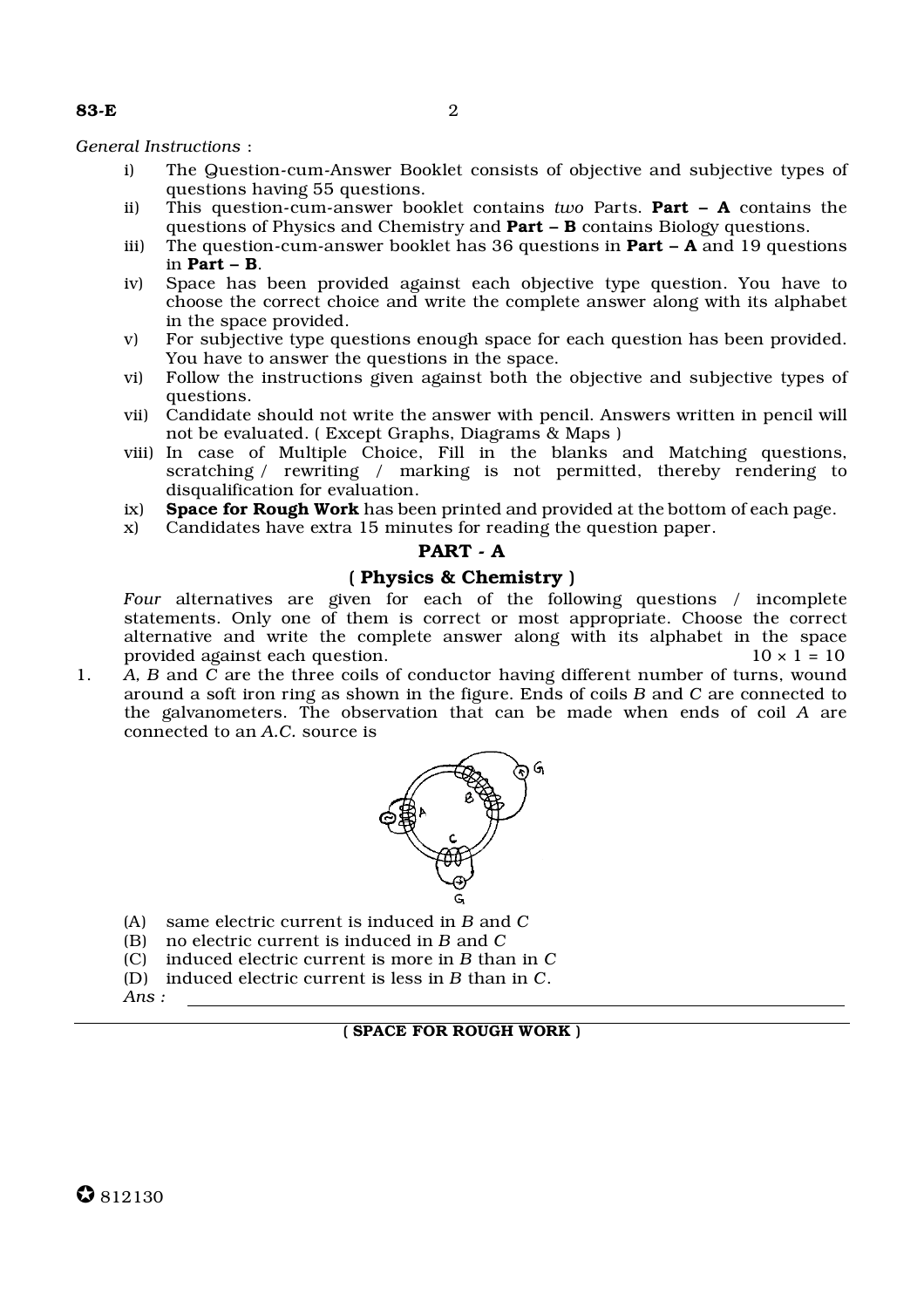*General Instructions* :

i) The Question-cum-Answer Booklet consists of objective and subjective types of questions having 55 questions.

ii) This question-cum-answer booklet contains *two* Parts. **Part – A** contains the questions of Physics and Chemistry and **Part – B** contains Biology questions.

iii) The question-cum-answer booklet has 36 questions in **Part – A** and 19 questions in **Part – B**.

iv) Space has been provided against each objective type question. You have to choose the correct choice and write the complete answer along with its alphabet in the space provided.

v) For subjective type questions enough space for each question has been provided. You have to answer the questions in the space.

vi) Follow the instructions given against both the objective and subjective types of questions.

vii) Candidate should not write the answer with pencil. Answers written in pencil will not be evaluated. ( Except Graphs, Diagrams & Maps )

viii) In case of Multiple Choice, Fill in the blanks and Matching questions, scratching / rewriting / marking is not permitted, thereby rendering to disqualification for evaluation.

ix) **Space for Rough Work** has been printed and provided at the bottom of each page.

x) Candidates have extra 15 minutes for reading the question paper.

## PART - A

### ( Physics & Chemistry )

*Four* alternatives are given for each of the following questions / incomplete statements. Only one of them is correct or most appropriate. Choose the correct alternative and write the complete answer along with its alphabet in the space provided against each question. $10 \times 1 = 10$

1. *A*, *B* and *C* are the three coils of conductor having different number of turns, wound around a soft iron ring as shown in the figure. Ends of coils *B* and *C* are connected to the galvanometers. The observation that can be made when ends of coil *A* are connected to an *A.C.* source is

   (A) same electric current is induced in *B* and *C*

   (B) no electric current is induced in *B* and *C*

   (C) induced electric current is more in *B* than in *C*

   (D) induced electric current is less in *B* than in *C*.

   *Ans :* ____________________

**( SPACE FOR ROUGH WORK )**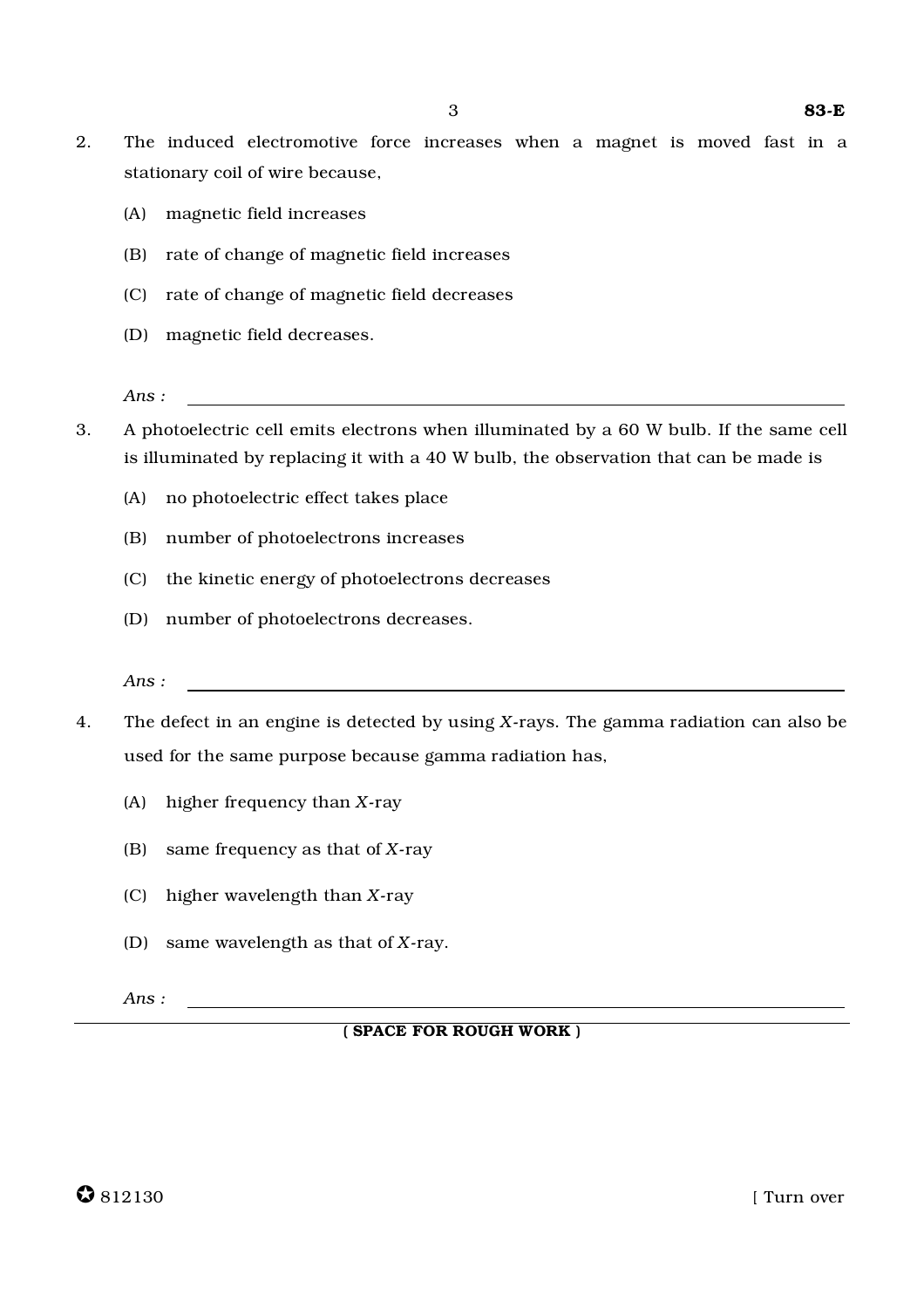2. The induced electromotive force increases when a magnet is moved fast in a stationary coil of wire because,

   (A) magnetic field increases

   (B) rate of change of magnetic field increases

   (C) rate of change of magnetic field decreases

   (D) magnetic field decreases.

   *Ans :* ______________________________

3. A photoelectric cell emits electrons when illuminated by a 60 W bulb. If the same cell is illuminated by replacing it with a 40 W bulb, the observation that can be made is

   (A) no photoelectric effect takes place

   (B) number of photoelectrons increases

   (C) the kinetic energy of photoelectrons decreases

   (D) number of photoelectrons decreases.

   *Ans :* ______________________________

4. The defect in an engine is detected by using *X*-rays. The gamma radiation can also be used for the same purpose because gamma radiation has,

   (A) higher frequency than *X*-ray

   (B) same frequency as that of *X*-ray

   (C) higher wavelength than *X*-ray

   (D) same wavelength as that of *X*-ray.

   *Ans :* ______________________________

**( SPACE FOR ROUGH WORK )**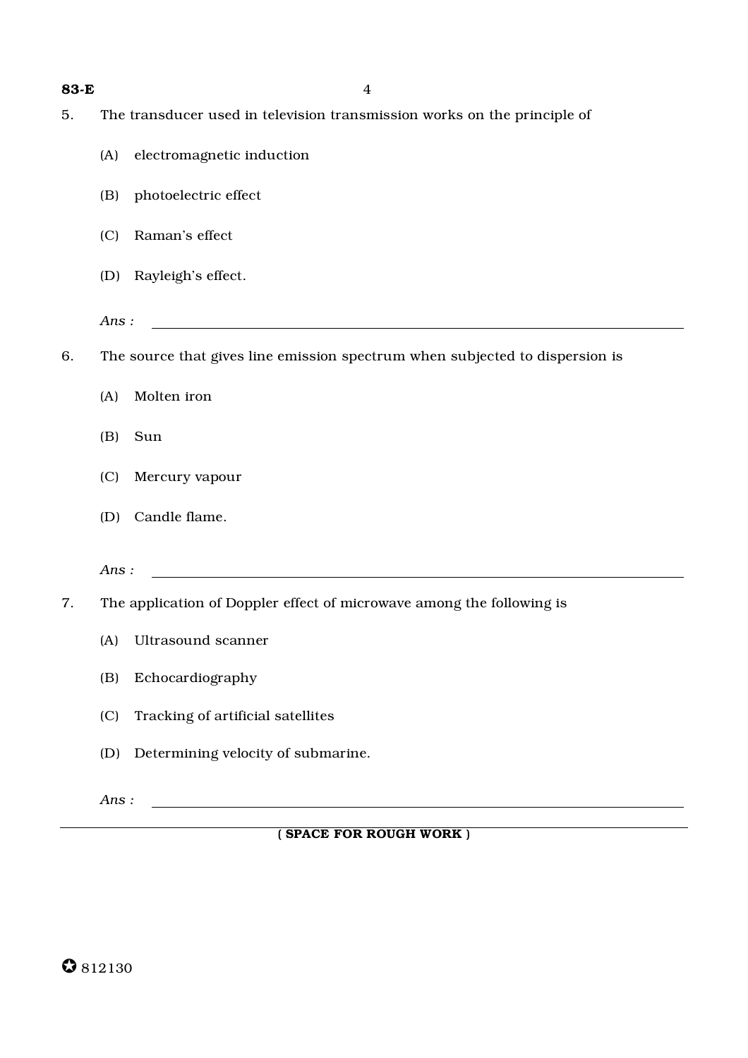5. The transducer used in television transmission works on the principle of

   (A) electromagnetic induction

   (B) photoelectric effect

   (C) Raman's effect

   (D) Rayleigh's effect.

   *Ans :* ______________________________

6. The source that gives line emission spectrum when subjected to dispersion is

   (A) Molten iron

   (B) Sun

   (C) Mercury vapour

   (D) Candle flame.

   *Ans :* ______________________________

7. The application of Doppler effect of microwave among the following is

   (A) Ultrasound scanner

   (B) Echocardiography

   (C) Tracking of artificial satellites

   (D) Determining velocity of submarine.

   *Ans :* ______________________________

**( SPACE FOR ROUGH WORK )**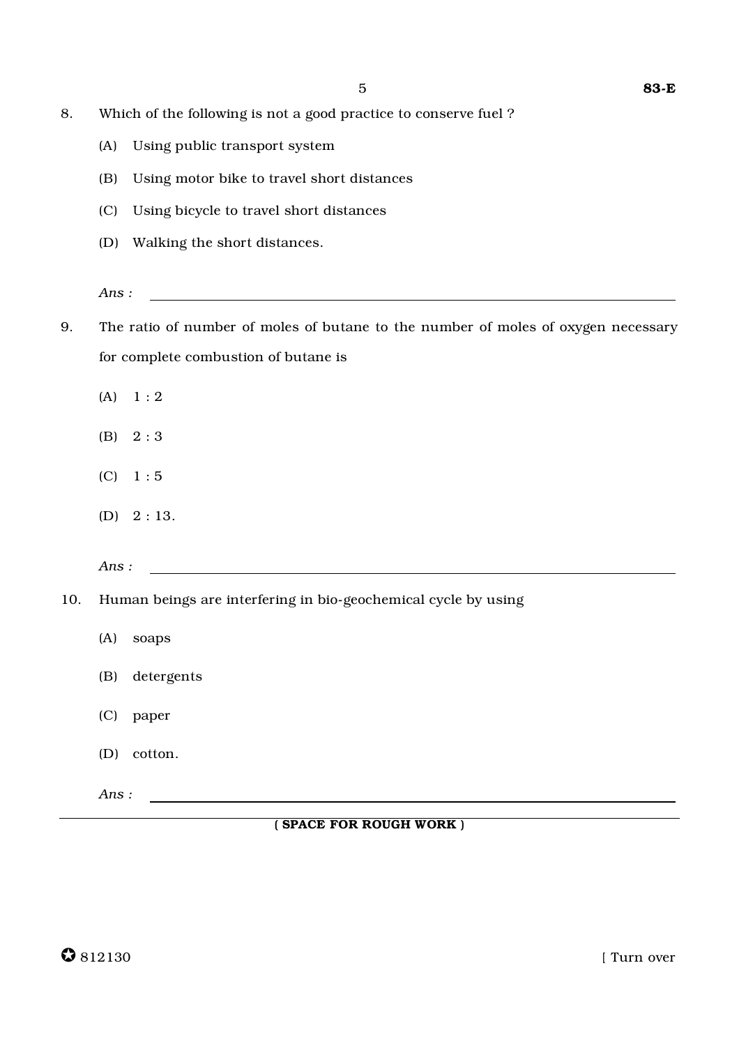8. Which of the following is not a good practice to conserve fuel ?

   (A) Using public transport system

   (B) Using motor bike to travel short distances

   (C) Using bicycle to travel short distances

   (D) Walking the short distances.

   *Ans :* \_\_\_\_\_\_\_\_\_\_\_\_\_\_\_\_\_\_\_\_\_\_\_\_\_\_\_\_\_\_\_\_\_\_\_\_\_\_\_\_

9. The ratio of number of moles of butane to the number of moles of oxygen necessary for complete combustion of butane is

   (A) 1 : 2

   (B) 2 : 3

   (C) 1 : 5

   (D) 2 : 13.

   *Ans :* \_\_\_\_\_\_\_\_\_\_\_\_\_\_\_\_\_\_\_\_\_\_\_\_\_\_\_\_\_\_\_\_\_\_\_\_\_\_\_\_

10. Human beings are interfering in bio-geochemical cycle by using

    (A) soaps

    (B) detergents

    (C) paper

    (D) cotton.

    *Ans :* \_\_\_\_\_\_\_\_\_\_\_\_\_\_\_\_\_\_\_\_\_\_\_\_\_\_\_\_\_\_\_\_\_\_\_\_\_\_\_\_

**( SPACE FOR ROUGH WORK )**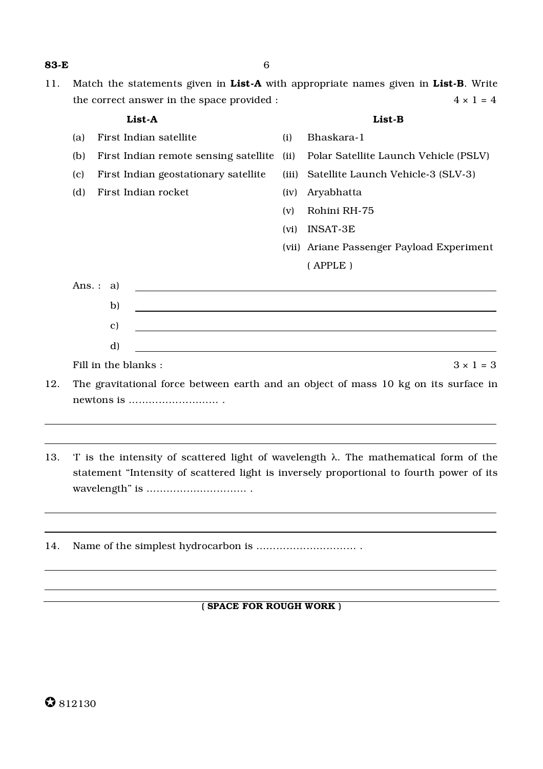11. Match the statements given in **List-A** with appropriate names given in **List-B**. Write the correct answer in the space provided : $4 \times 1 = 4$

| **List-A** | **List-B** |
|---|---|
| (a) First Indian satellite | (i) Bhaskara-1 |
| (b) First Indian remote sensing satellite | (ii) Polar Satellite Launch Vehicle (PSLV) |
| (c) First Indian geostationary satellite | (iii) Satellite Launch Vehicle-3 (SLV-3) |
| (d) First Indian rocket | (iv) Aryabhatta |
| | (v) Rohini RH-75 |
| | (vi) INSAT-3E |
| | (vii) Ariane Passenger Payload Experiment ( APPLE ) |

Ans. : a) \_\_\_\_\_\_\_\_\_\_\_\_\_\_\_\_\_\_\_\_

b) \_\_\_\_\_\_\_\_\_\_\_\_\_\_\_\_\_\_\_\_

c) \_\_\_\_\_\_\_\_\_\_\_\_\_\_\_\_\_\_\_\_

d) \_\_\_\_\_\_\_\_\_\_\_\_\_\_\_\_\_\_\_\_

Fill in the blanks : $3 \times 1 = 3$

12. The gravitational force between earth and an object of mass 10 kg on its surface in newtons is ……………………… .

13. 'I' is the intensity of scattered light of wavelength $\lambda$. The mathematical form of the statement "Intensity of scattered light is inversely proportional to fourth power of its wavelength" is ………………………… .

14. Name of the simplest hydrocarbon is ………………………… .

**( SPACE FOR ROUGH WORK )**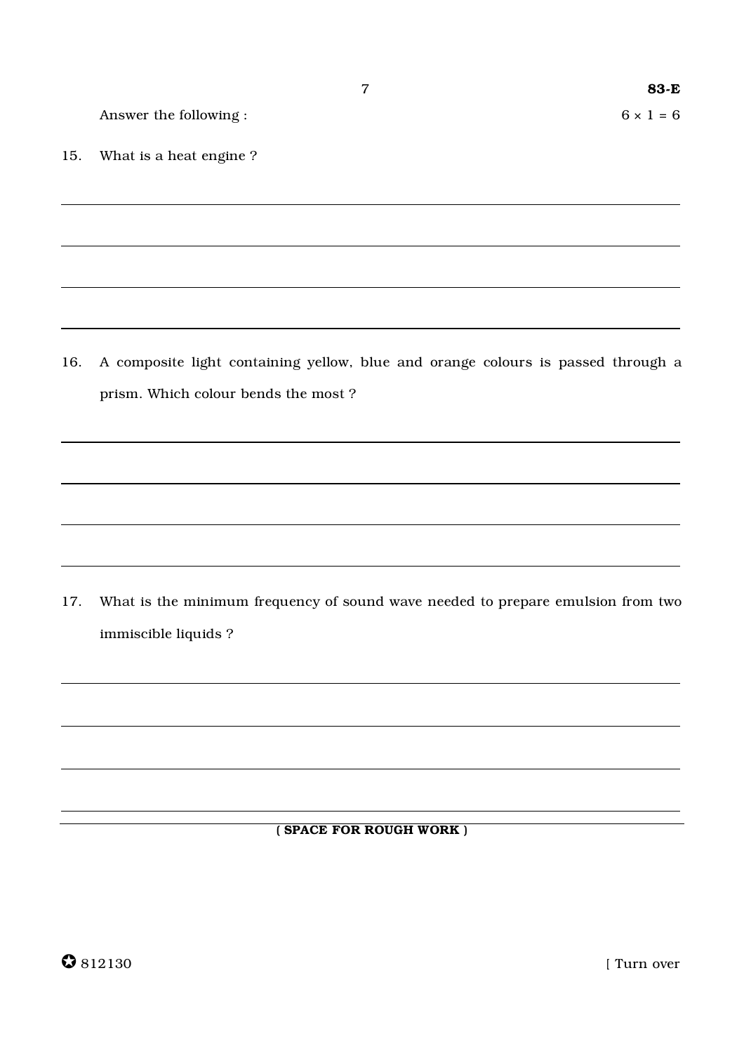Answer the following : $6 \times 1 = 6$

15. What is a heat engine ?

16. A composite light containing yellow, blue and orange colours is passed through a prism. Which colour bends the most ?

17. What is the minimum frequency of sound wave needed to prepare emulsion from two immiscible liquids ?

( SPACE FOR ROUGH WORK )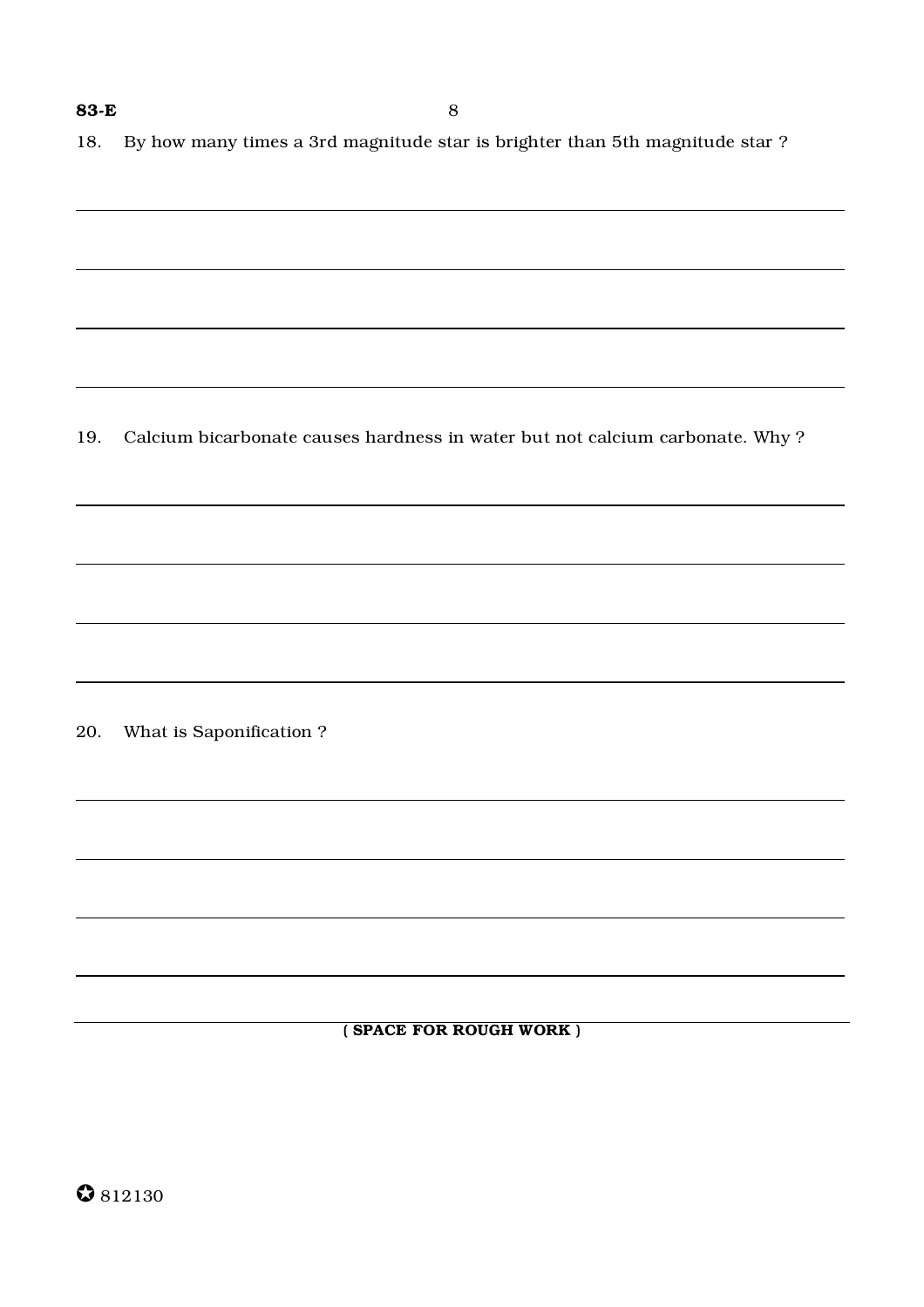18. By how many times a 3rd magnitude star is brighter than 5th magnitude star ?

19. Calcium bicarbonate causes hardness in water but not calcium carbonate. Why ?

20. What is Saponification ?

( SPACE FOR ROUGH WORK )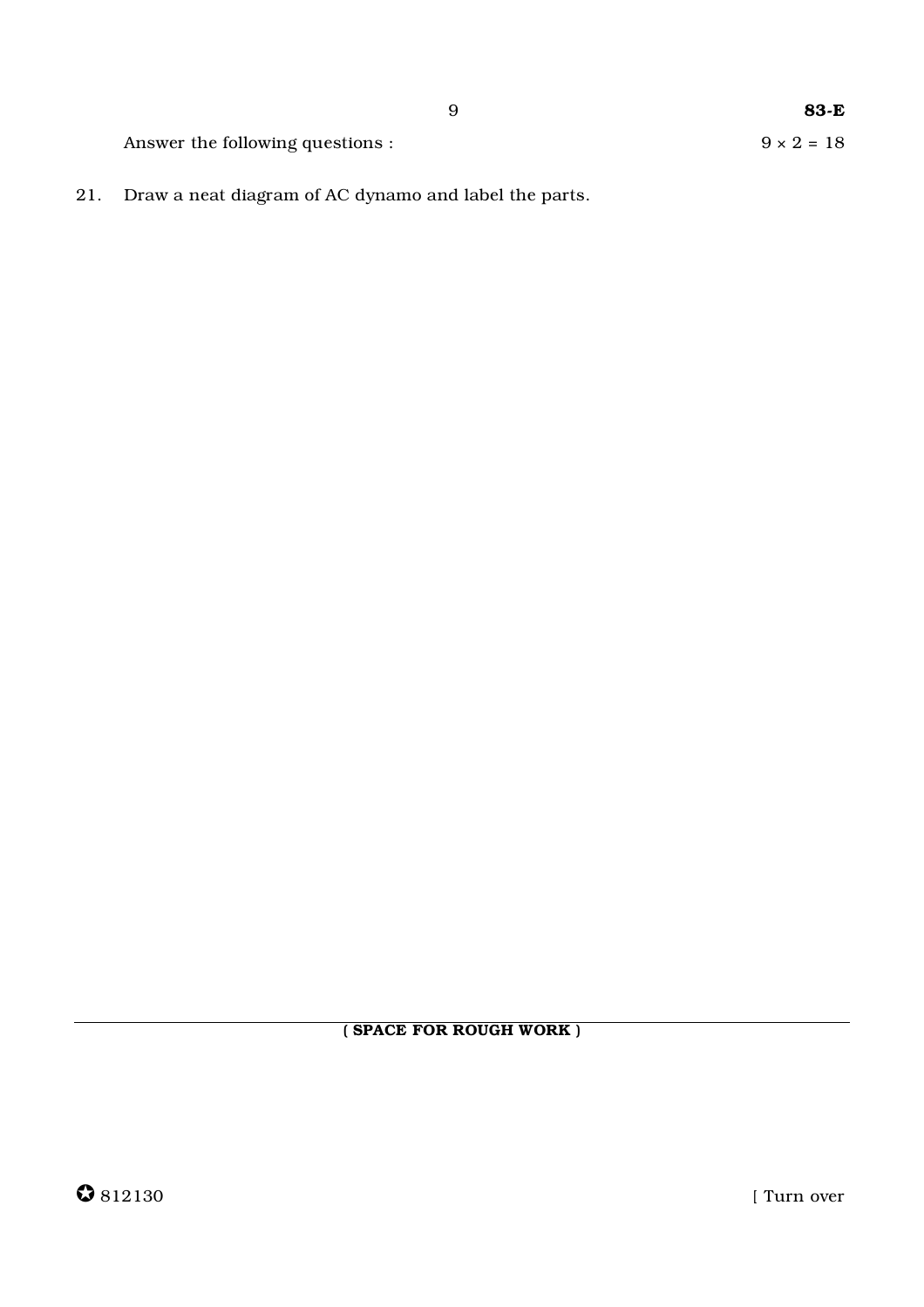Answer the following questions : $9 \times 2 = 18$

21. Draw a neat diagram of AC dynamo and label the parts.

**( SPACE FOR ROUGH WORK )**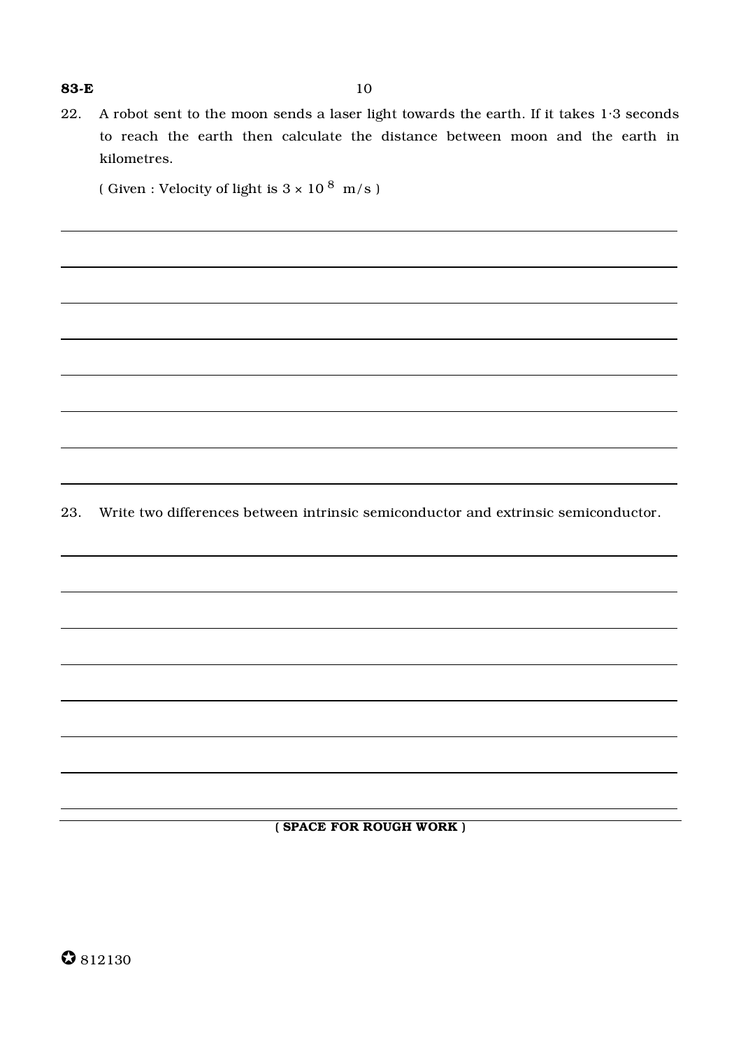22. A robot sent to the moon sends a laser light towards the earth. If it takes 1·3 seconds to reach the earth then calculate the distance between moon and the earth in kilometres.

( Given : Velocity of light is $3 \times 10^{8}$ m/s )

23. Write two differences between intrinsic semiconductor and extrinsic semiconductor.

**( SPACE FOR ROUGH WORK )**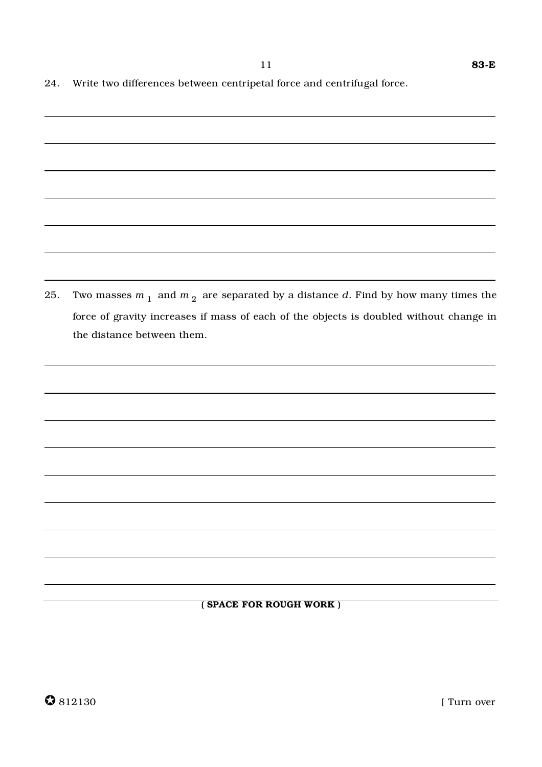24. Write two differences between centripetal force and centrifugal force.

25. Two masses $m_1$ and $m_2$ are separated by a distance $d$. Find by how many times the force of gravity increases if mass of each of the objects is doubled without change in the distance between them.

**( SPACE FOR ROUGH WORK )**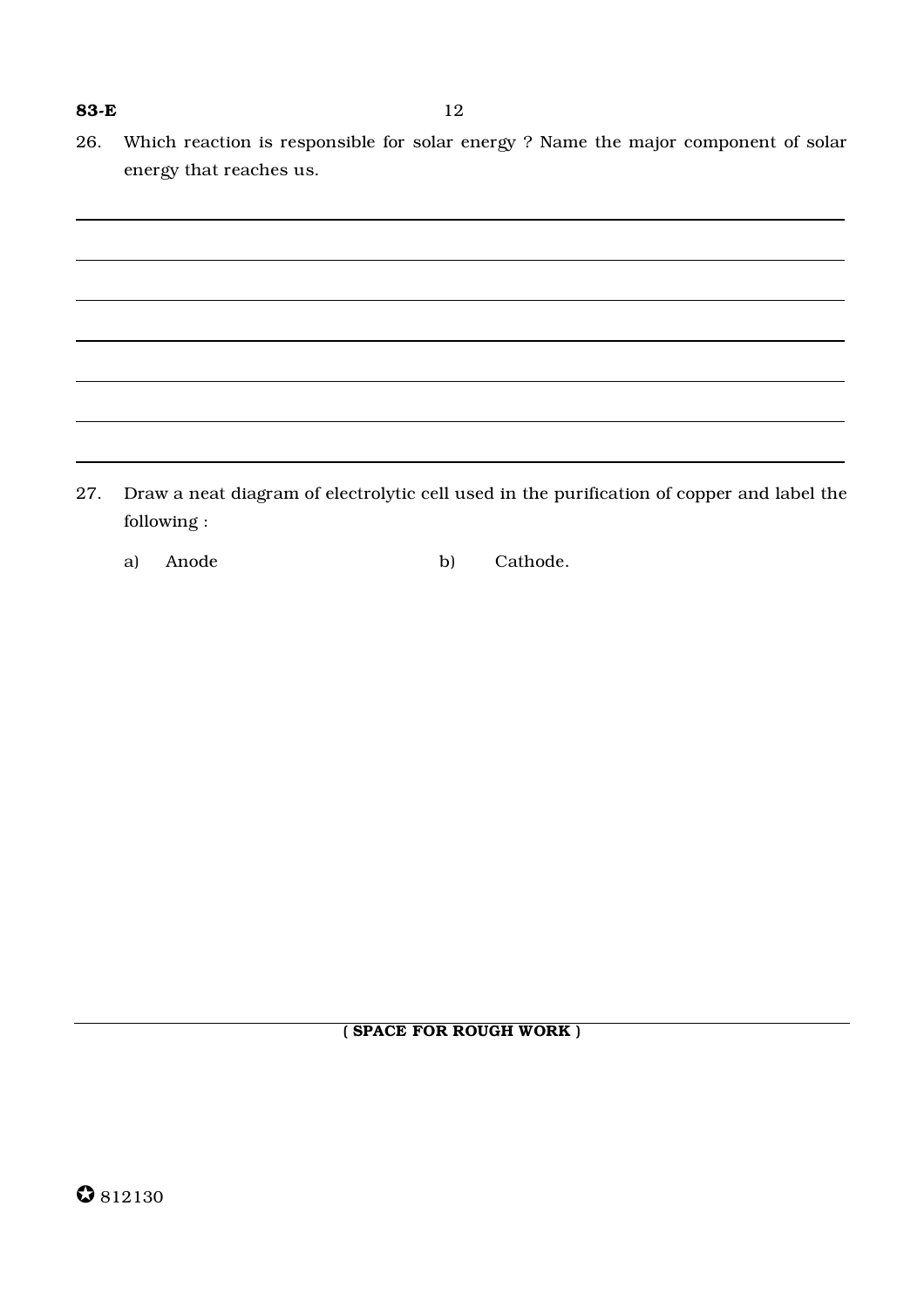26. Which reaction is responsible for solar energy ? Name the major component of solar energy that reaches us.

27. Draw a neat diagram of electrolytic cell used in the purification of copper and label the following :

    a) Anode    b) Cathode.

( SPACE FOR ROUGH WORK )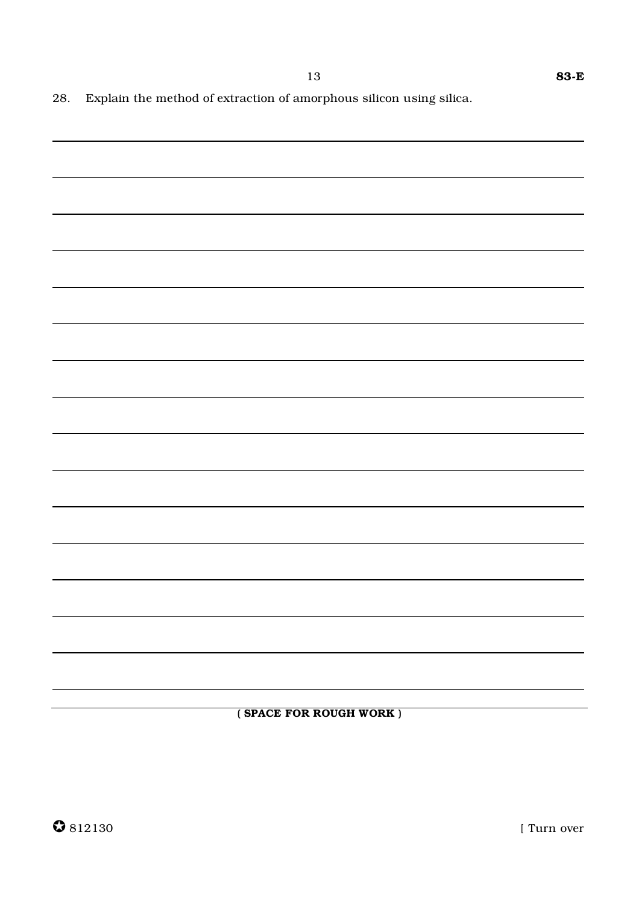28. Explain the method of extraction of amorphous silicon using silica.

( SPACE FOR ROUGH WORK )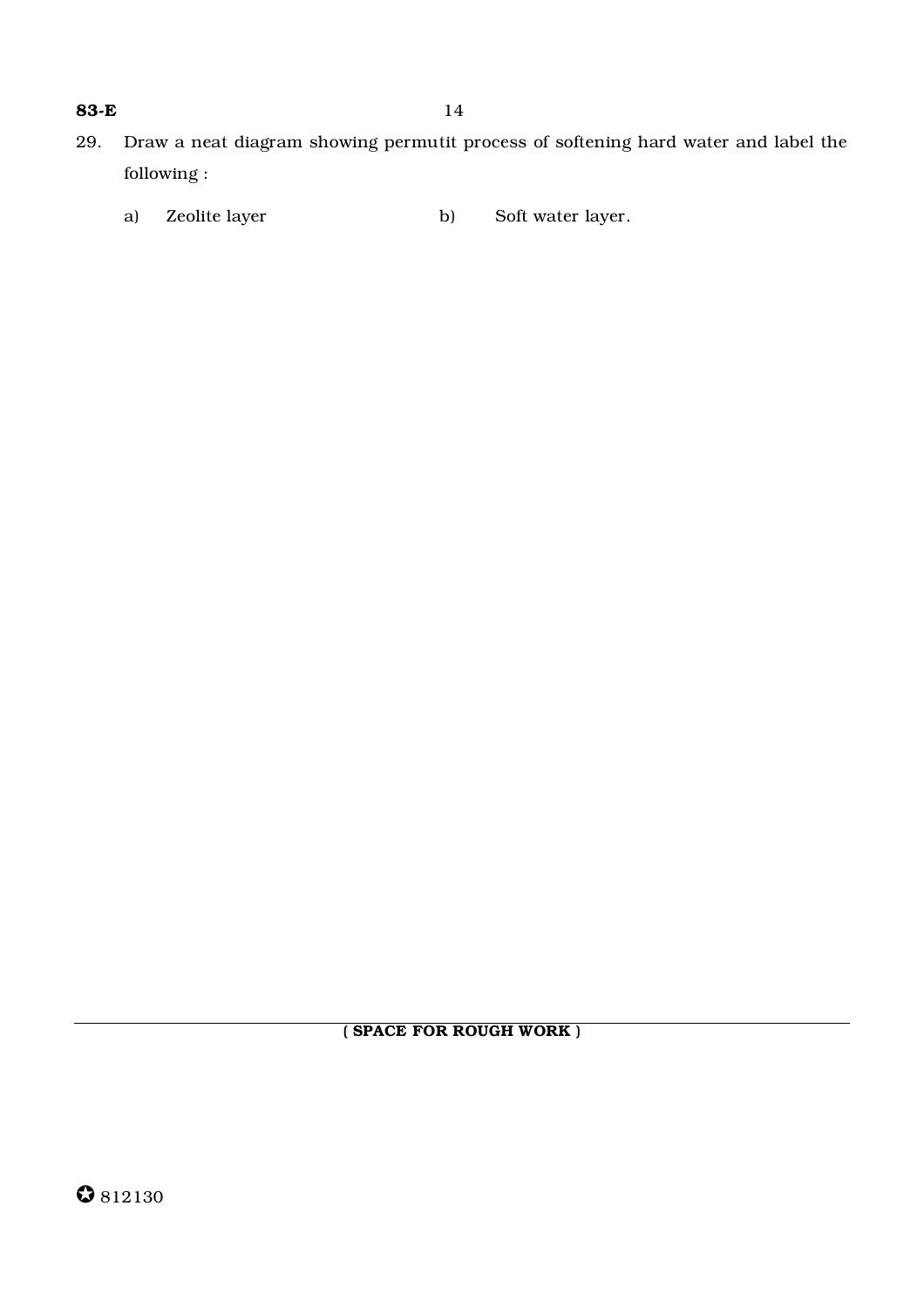29. Draw a neat diagram showing permutit process of softening hard water and label the following :

    a) Zeolite layer    b) Soft water layer.

( SPACE FOR ROUGH WORK )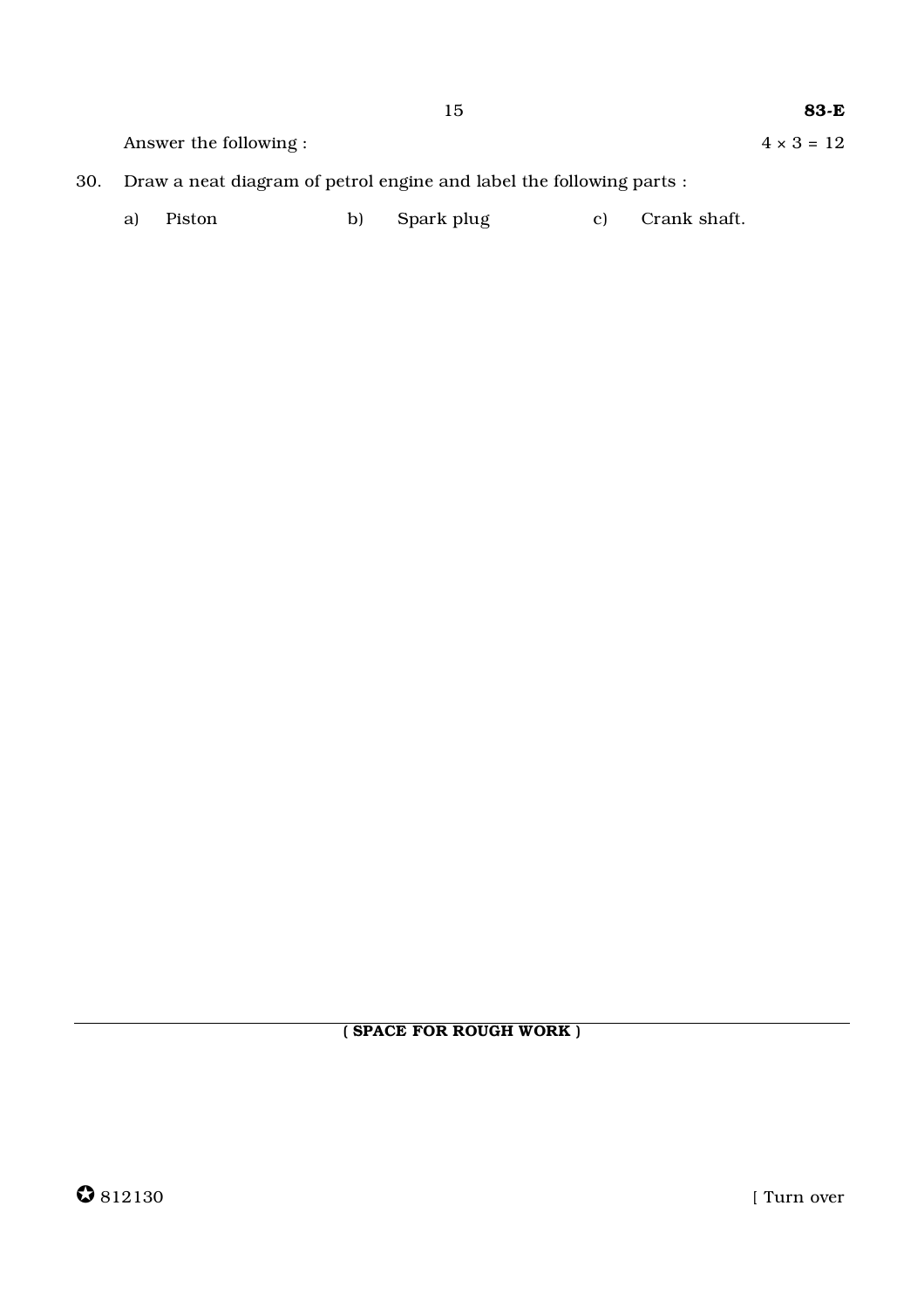Answer the following : $4 \times 3 = 12$

30. Draw a neat diagram of petrol engine and label the following parts :

    a) Piston b) Spark plug c) Crank shaft.

( **SPACE FOR ROUGH WORK** )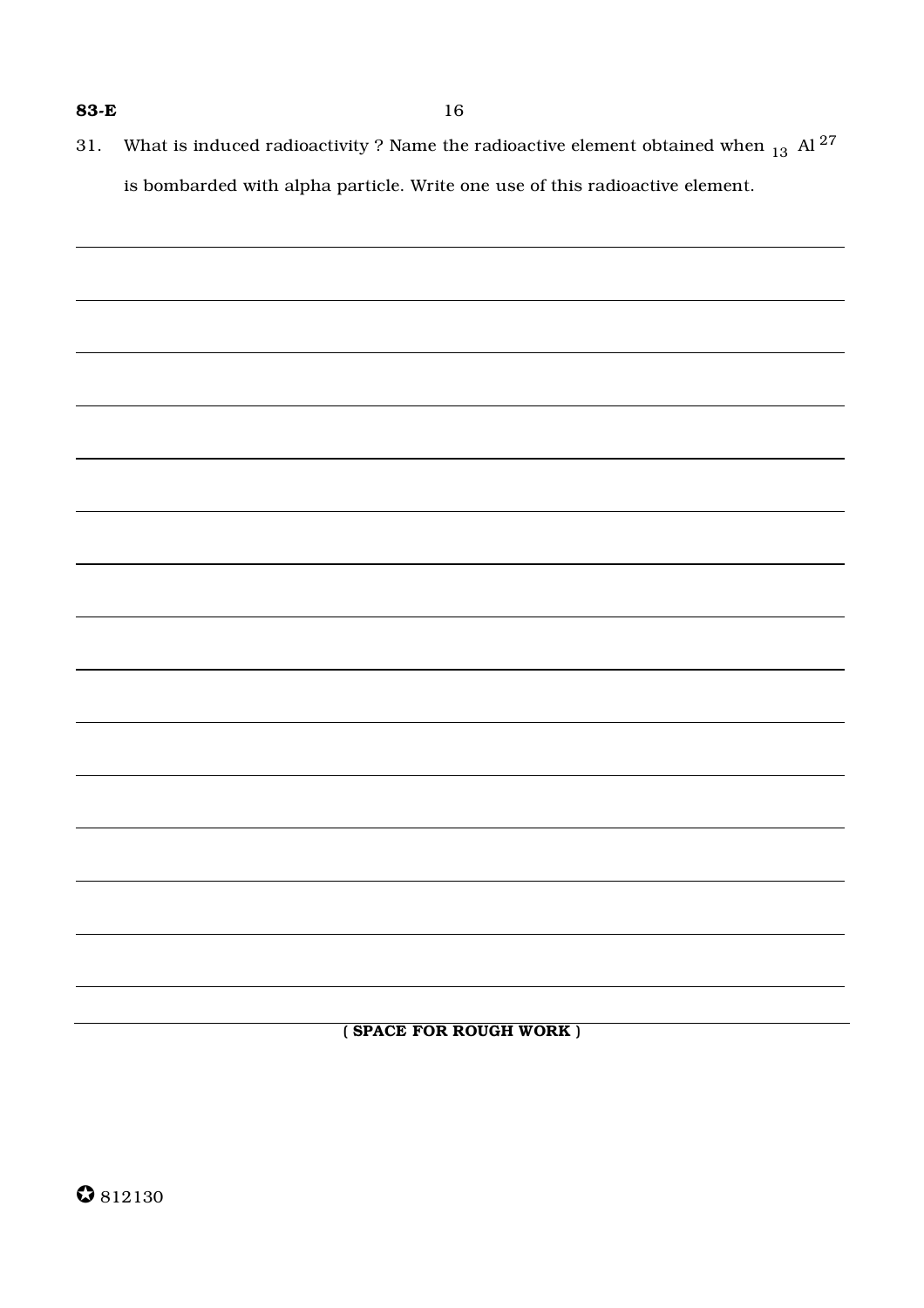31. What is induced radioactivity ? Name the radioactive element obtained when $_{13}Al^{27}$ is bombarded with alpha particle. Write one use of this radioactive element.

**( SPACE FOR ROUGH WORK )**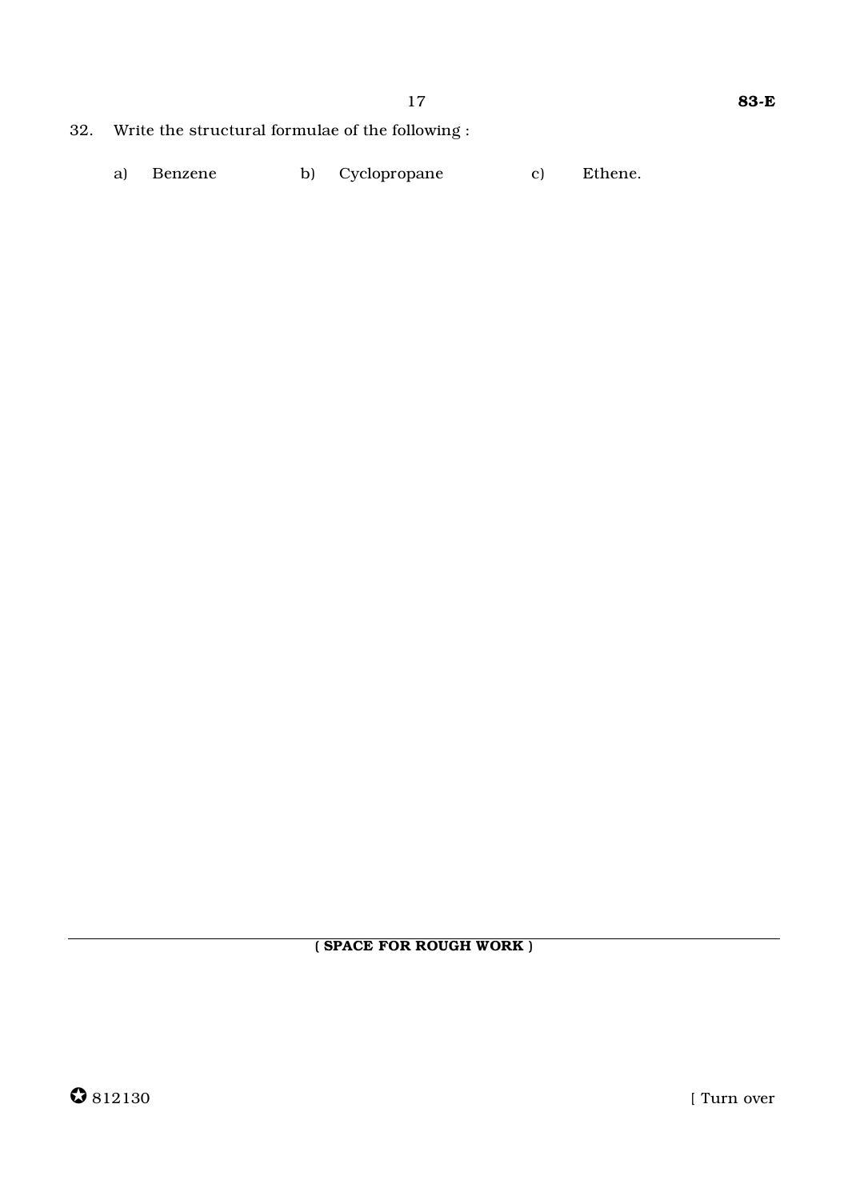32. Write the structural formulae of the following :

a) Benzene  b) Cyclopropane  c) Ethene.

( SPACE FOR ROUGH WORK )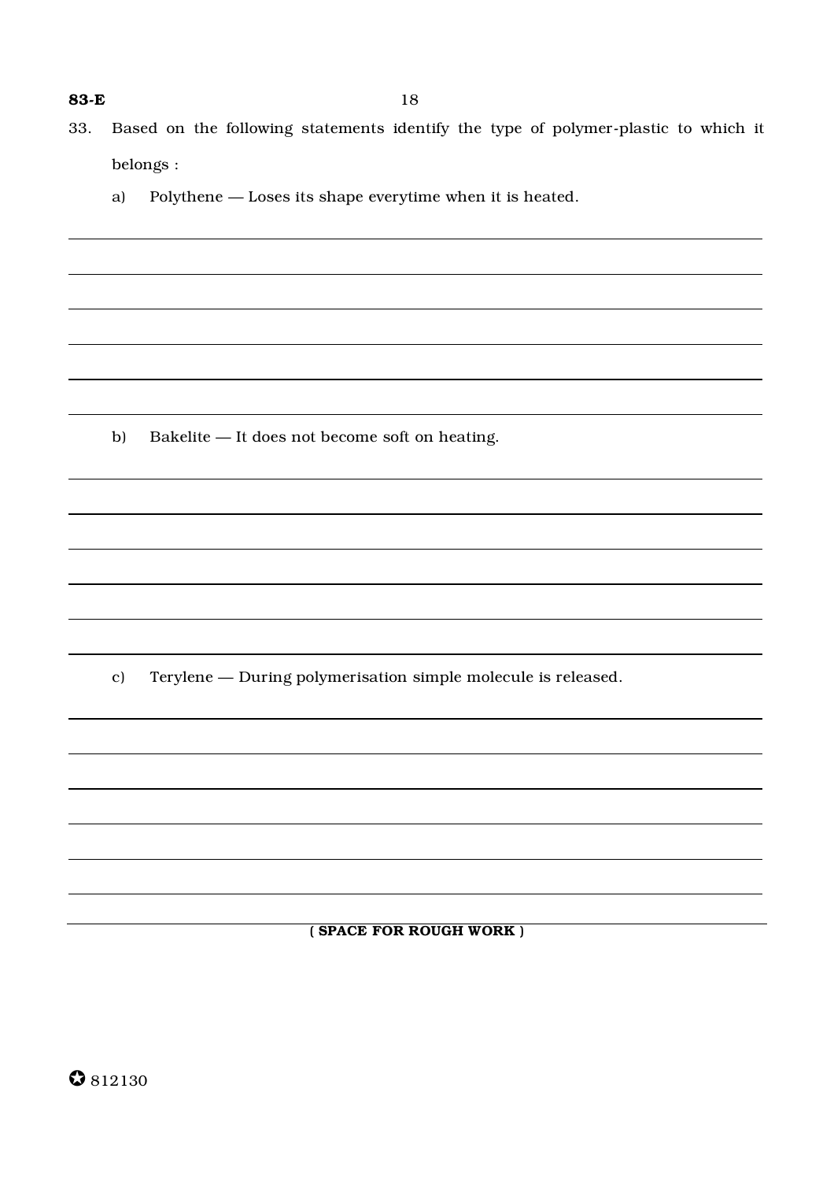33. Based on the following statements identify the type of polymer-plastic to which it belongs :

    a) Polythene — Loses its shape everytime when it is heated.

    b) Bakelite — It does not become soft on heating.

    c) Terylene — During polymerisation simple molecule is released.

( SPACE FOR ROUGH WORK )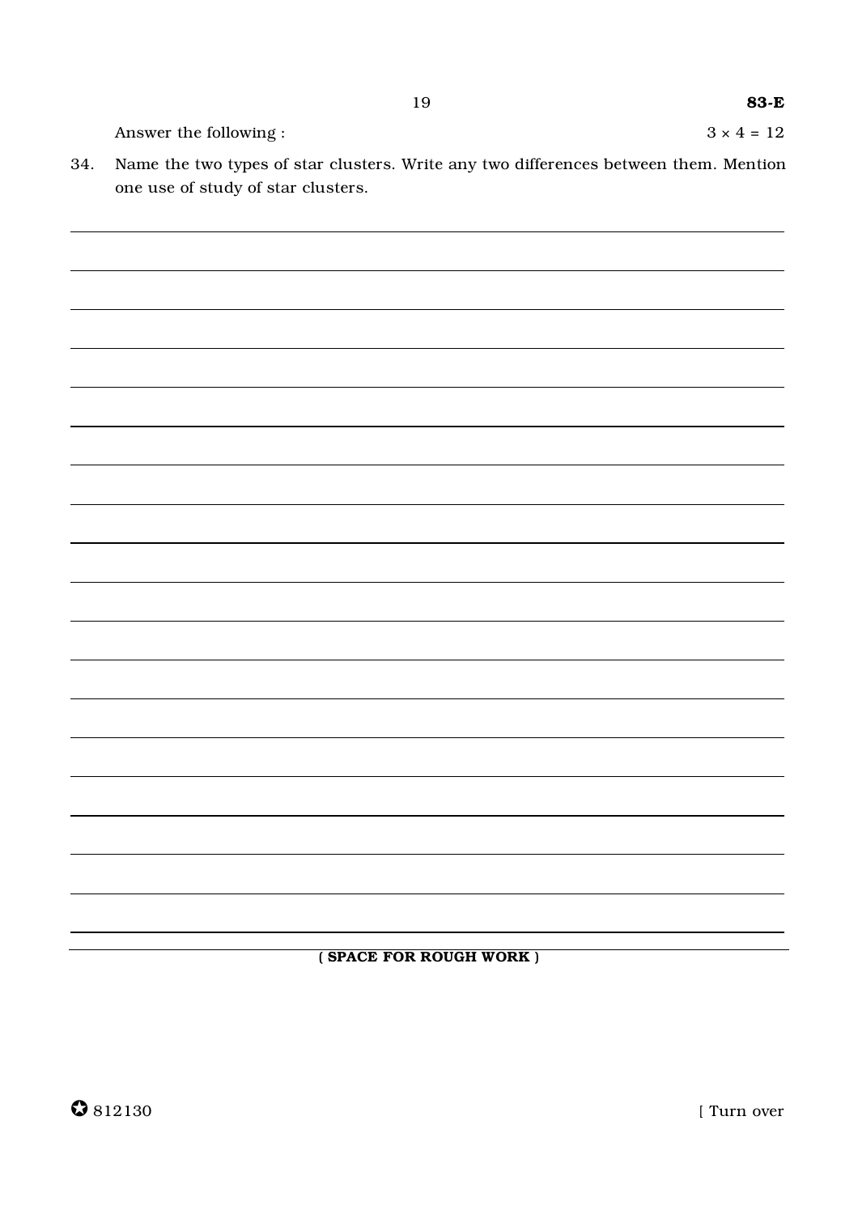Answer the following : $3 \times 4 = 12$

34. Name the two types of star clusters. Write any two differences between them. Mention one use of study of star clusters.

( SPACE FOR ROUGH WORK )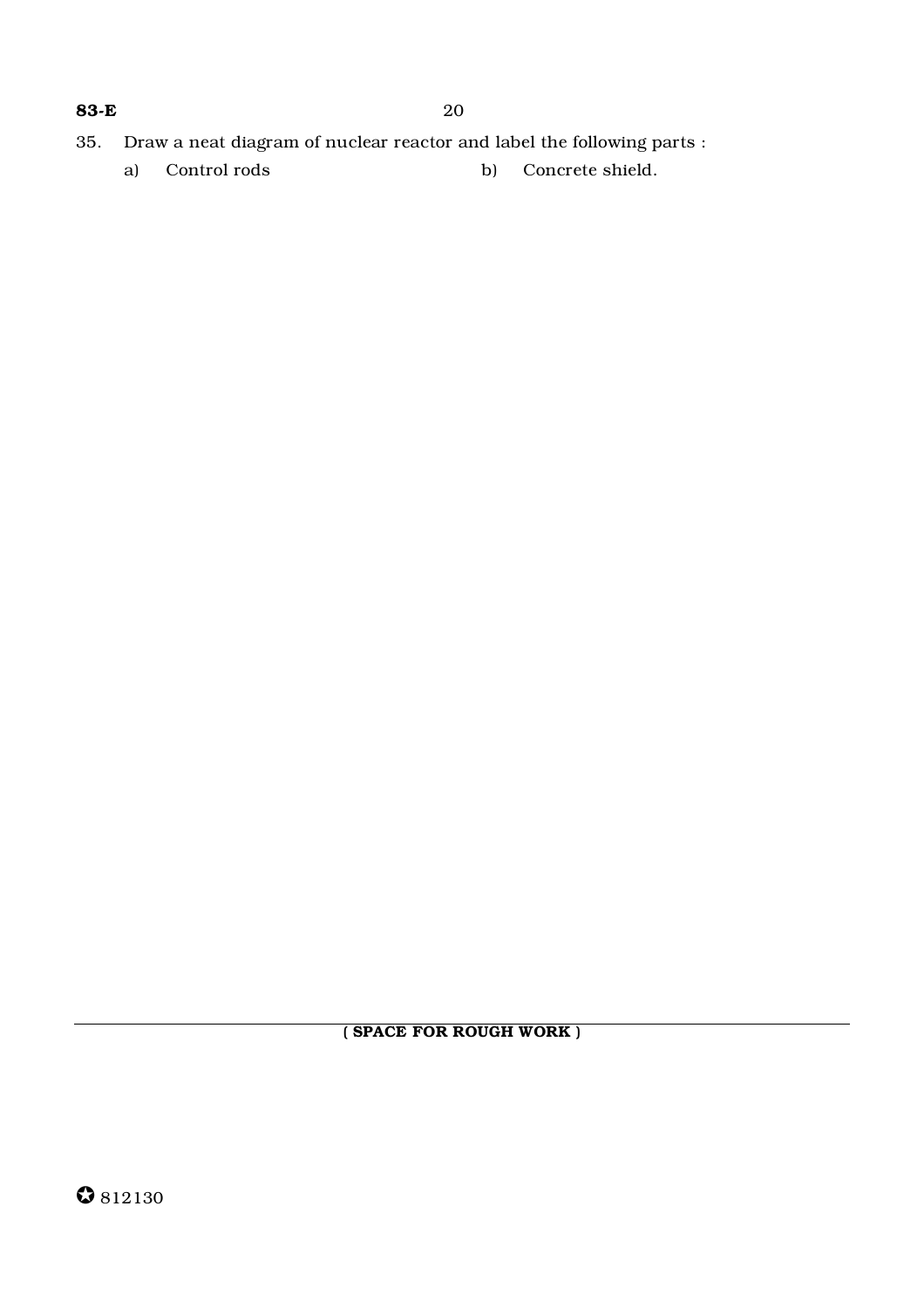35. Draw a neat diagram of nuclear reactor and label the following parts :

    a) Control rods

    b) Concrete shield.

( SPACE FOR ROUGH WORK )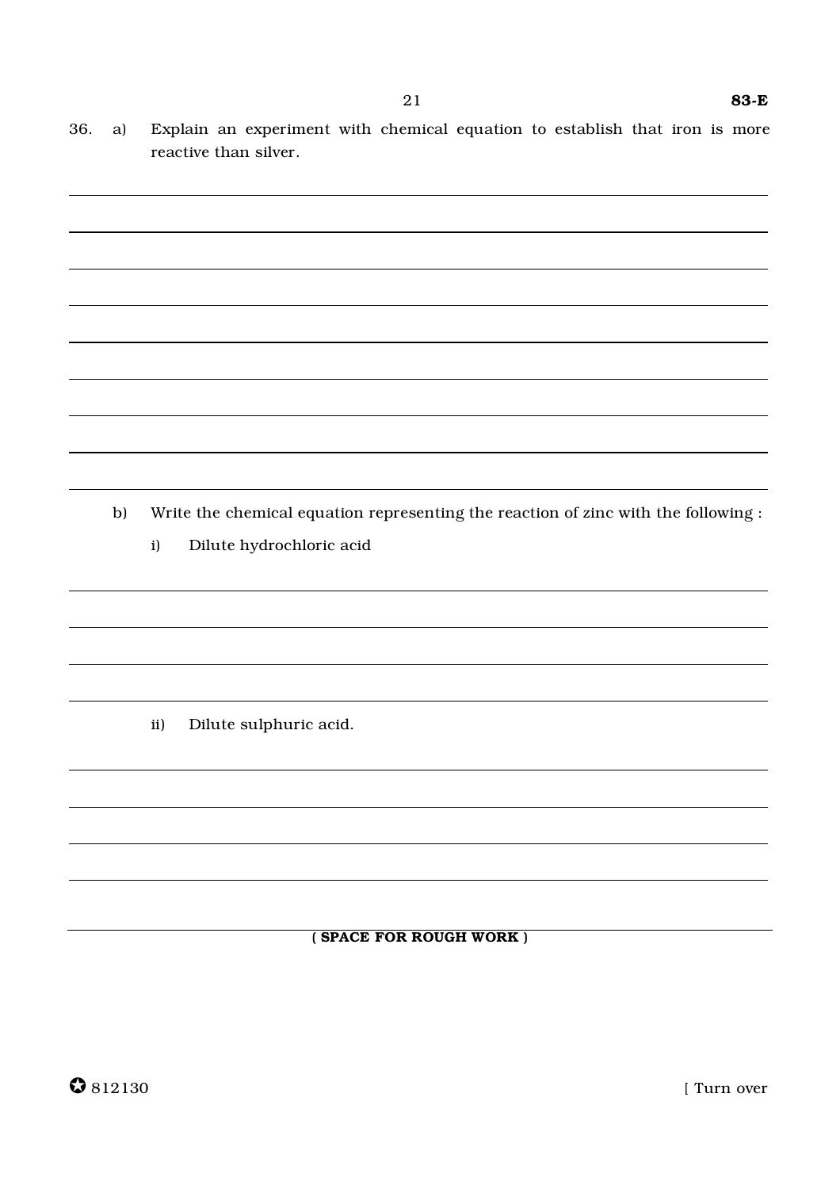36. a) Explain an experiment with chemical equation to establish that iron is more reactive than silver.

b) Write the chemical equation representing the reaction of zinc with the following :

i) Dilute hydrochloric acid

ii) Dilute sulphuric acid.

**( SPACE FOR ROUGH WORK )**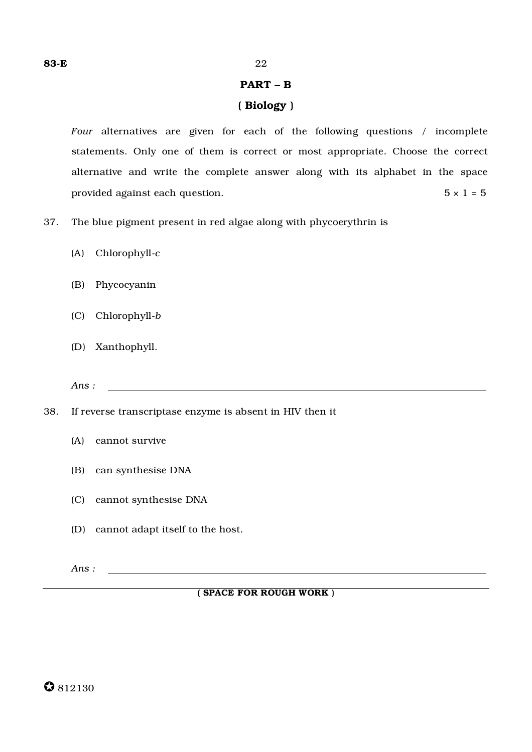## PART – B

### ( Biology )

*Four* alternatives are given for each of the following questions / incomplete statements. Only one of them is correct or most appropriate. Choose the correct alternative and write the complete answer along with its alphabet in the space provided against each question. $5 \times 1 = 5$

37. The blue pigment present in red algae along with phycoerythrin is

    (A) Chlorophyll-*c*

    (B) Phycocyanin

    (C) Chlorophyll-*b*

    (D) Xanthophyll.

    *Ans :* ____________________

38. If reverse transcriptase enzyme is absent in HIV then it

    (A) cannot survive

    (B) can synthesise DNA

    (C) cannot synthesise DNA

    (D) cannot adapt itself to the host.

    *Ans :* ____________________

**( SPACE FOR ROUGH WORK )**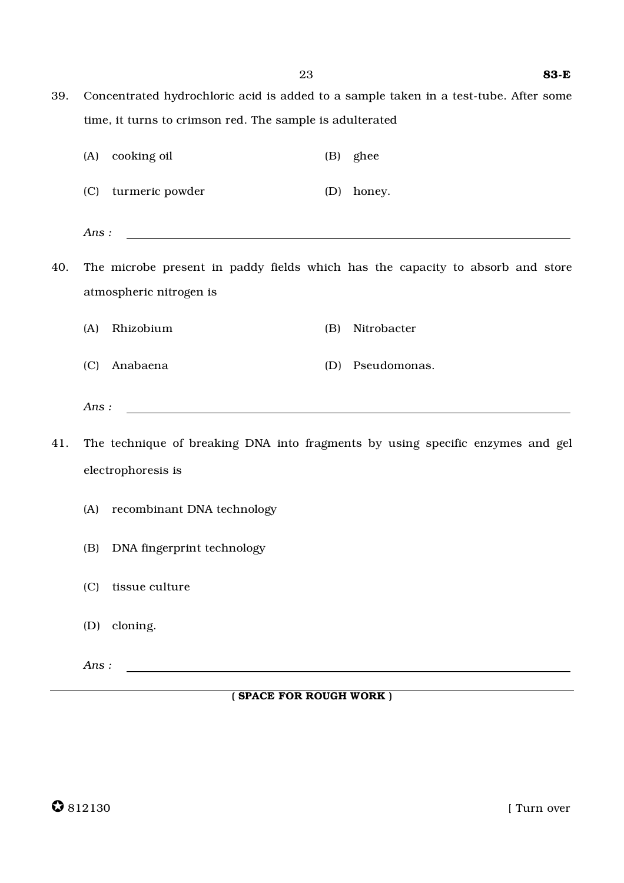39. Concentrated hydrochloric acid is added to a sample taken in a test-tube. After some time, it turns to crimson red. The sample is adulterated

    (A) cooking oil　　　　(B) ghee

    (C) turmeric powder　　　　(D) honey.

    *Ans :* ____________________

40. The microbe present in paddy fields which has the capacity to absorb and store atmospheric nitrogen is

    (A) Rhizobium　　　　(B) Nitrobacter

    (C) Anabaena　　　　(D) Pseudomonas.

    *Ans :* ____________________

41. The technique of breaking DNA into fragments by using specific enzymes and gel electrophoresis is

    (A) recombinant DNA technology

    (B) DNA fingerprint technology

    (C) tissue culture

    (D) cloning.

    *Ans :* ____________________

**( SPACE FOR ROUGH WORK )**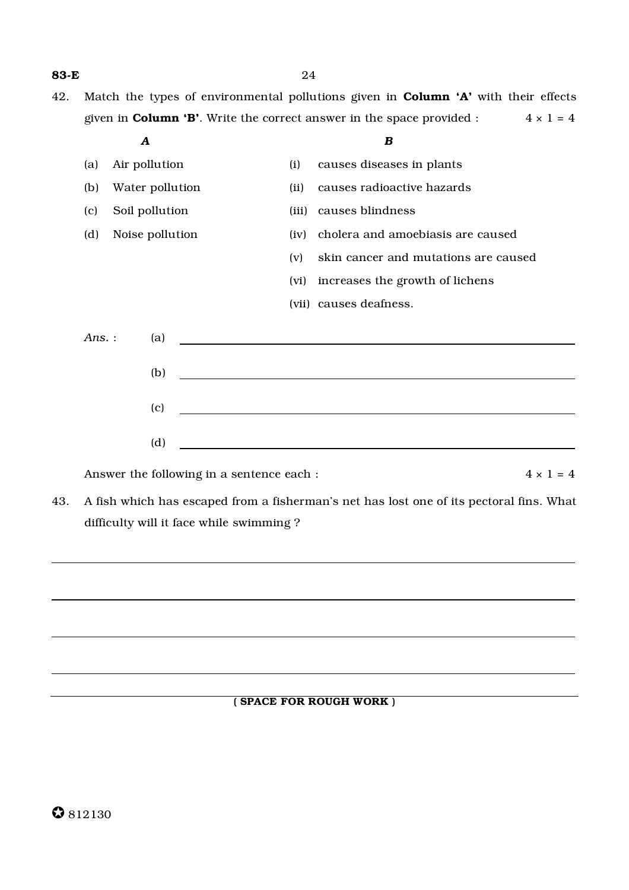42. Match the types of environmental pollutions given in **Column 'A'** with their effects given in **Column 'B'**. Write the correct answer in the space provided : $4 \times 1 = 4$

| *A* | *B* |
|---|---|
| (a) Air pollution | (i) causes diseases in plants |
| (b) Water pollution | (ii) causes radioactive hazards |
| (c) Soil pollution | (iii) causes blindness |
| (d) Noise pollution | (iv) cholera and amoebiasis are caused |
| | (v) skin cancer and mutations are caused |
| | (vi) increases the growth of lichens |
| | (vii) causes deafness. |

*Ans.* : (a) ____________________

(b) ____________________

(c) ____________________

(d) ____________________

Answer the following in a sentence each : $4 \times 1 = 4$

43. A fish which has escaped from a fisherman's net has lost one of its pectoral fins. What difficulty will it face while swimming ?

____________________

____________________

____________________

____________________

( SPACE FOR ROUGH WORK )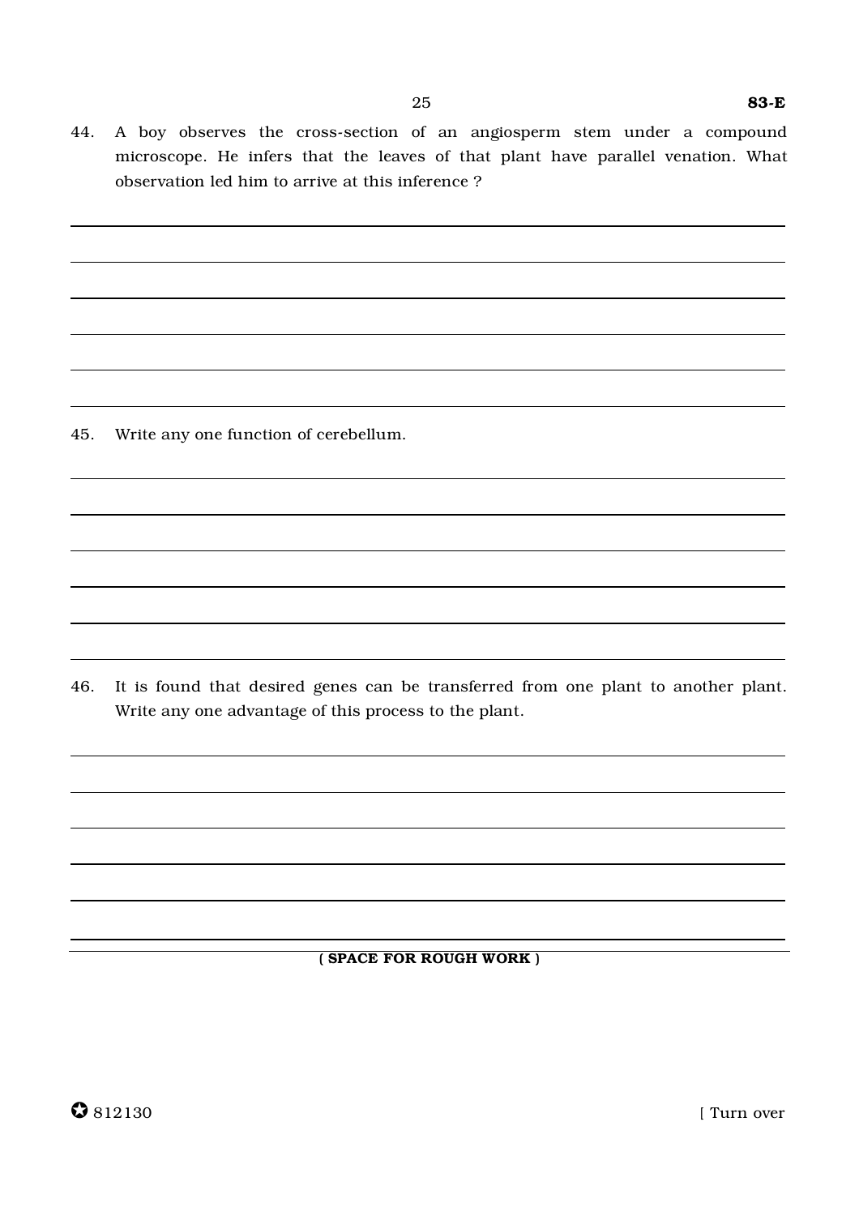44. A boy observes the cross-section of an angiosperm stem under a compound microscope. He infers that the leaves of that plant have parallel venation. What observation led him to arrive at this inference ?

45. Write any one function of cerebellum.

46. It is found that desired genes can be transferred from one plant to another plant. Write any one advantage of this process to the plant.

**( SPACE FOR ROUGH WORK )**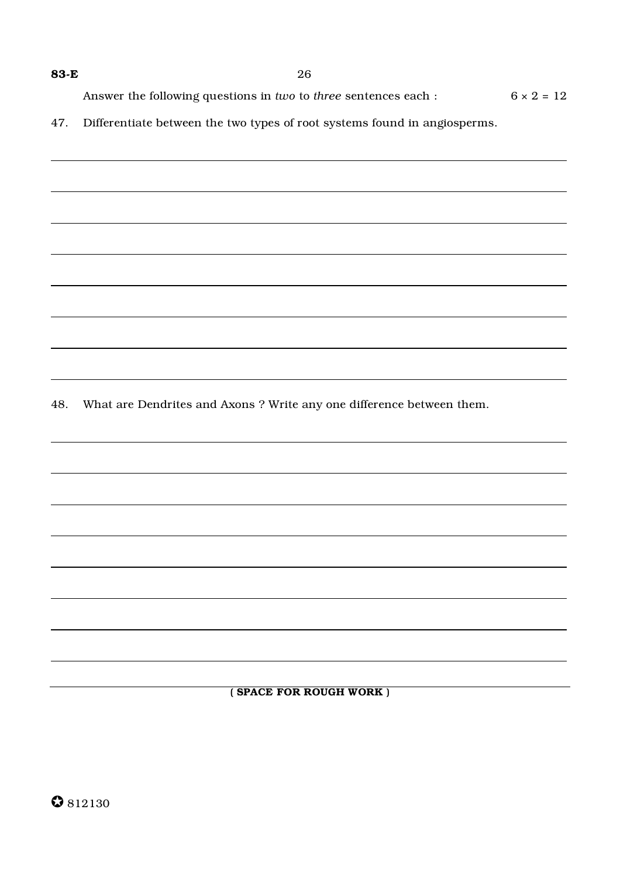Answer the following questions in *two* to *three* sentences each : $6 \times 2 = 12$

47. Differentiate between the two types of root systems found in angiosperms.

48. What are Dendrites and Axons ? Write any one difference between them.

**( SPACE FOR ROUGH WORK )**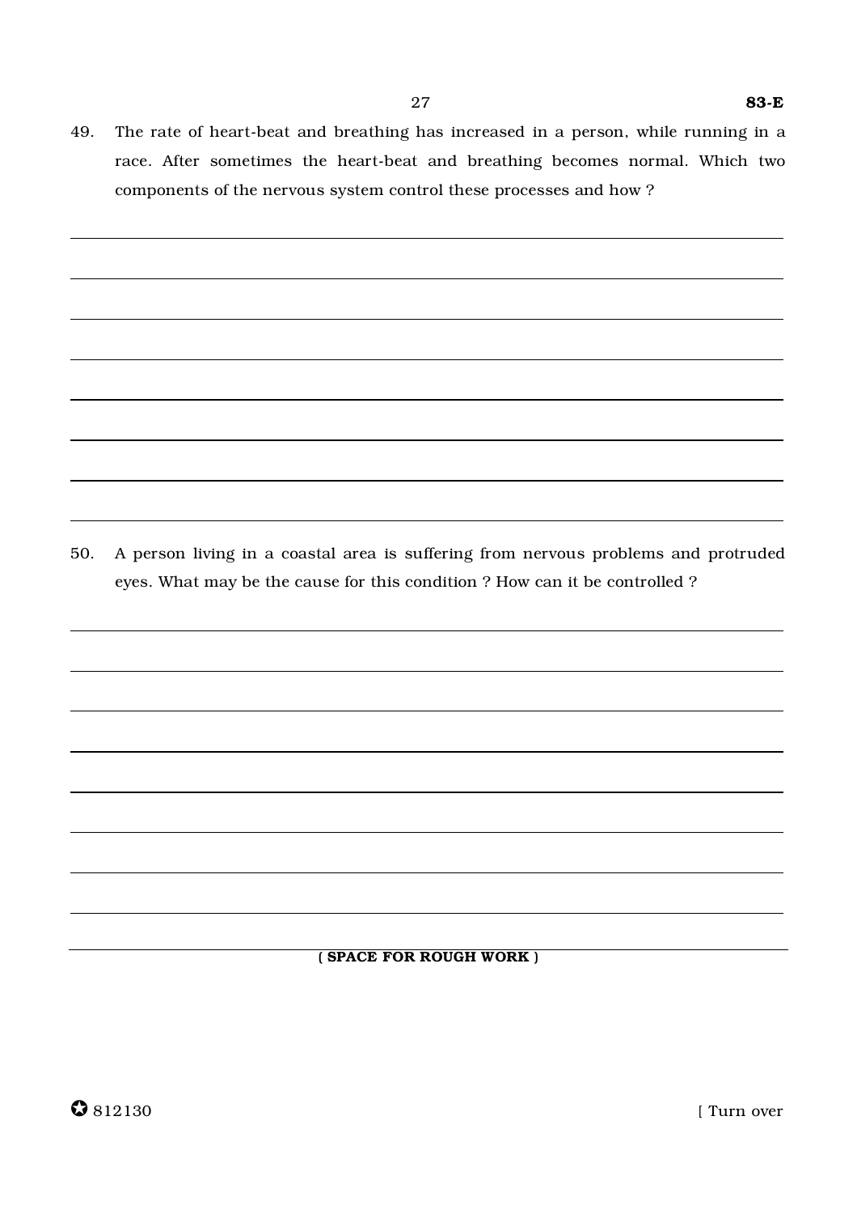49. The rate of heart-beat and breathing has increased in a person, while running in a race. After sometimes the heart-beat and breathing becomes normal. Which two components of the nervous system control these processes and how ?

50. A person living in a coastal area is suffering from nervous problems and protruded eyes. What may be the cause for this condition ? How can it be controlled ?

( SPACE FOR ROUGH WORK )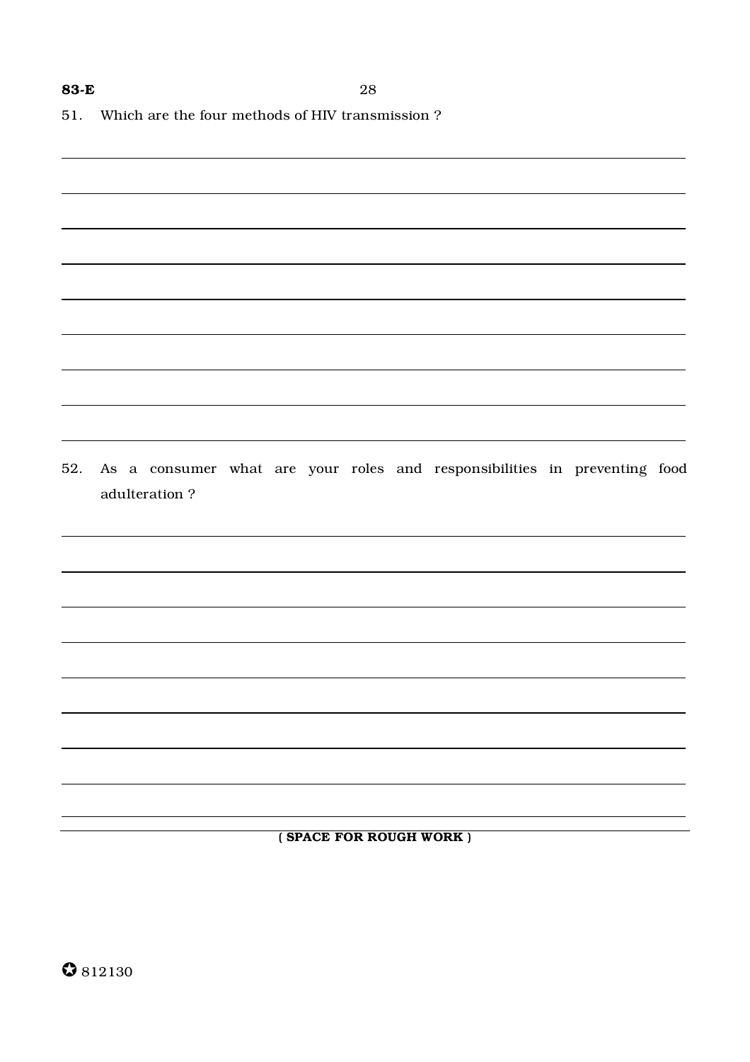51. Which are the four methods of HIV transmission ?

52. As a consumer what are your roles and responsibilities in preventing food adulteration ?

**( SPACE FOR ROUGH WORK )**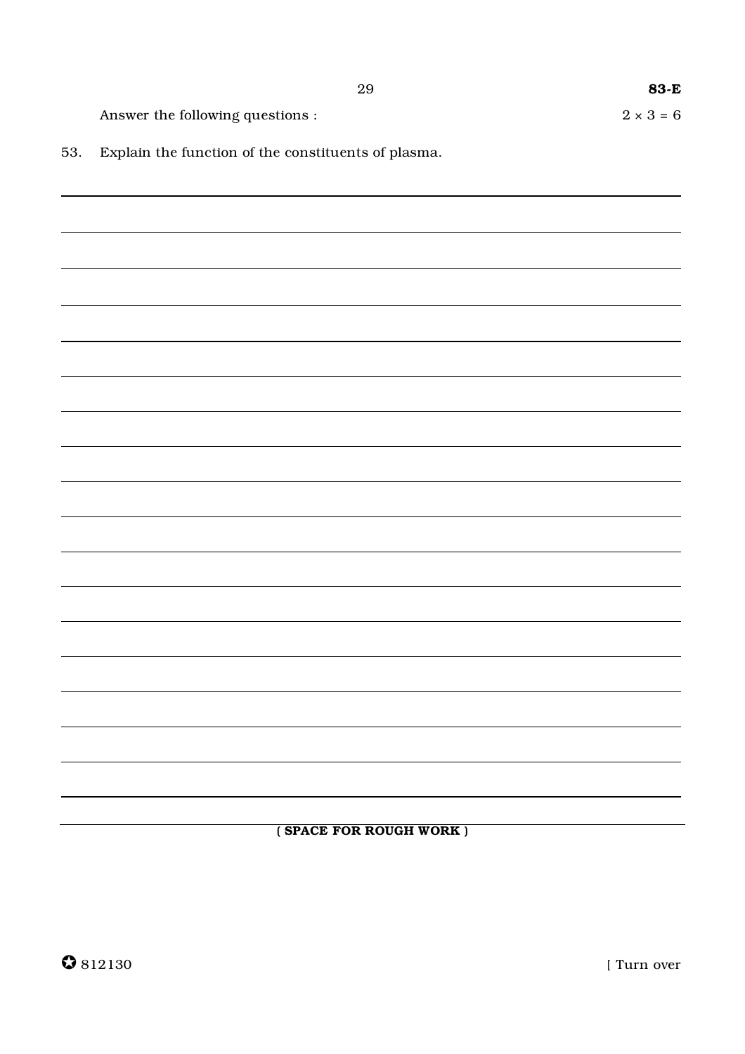Answer the following questions : $2 \times 3 = 6$

53. Explain the function of the constituents of plasma.

**( SPACE FOR ROUGH WORK )**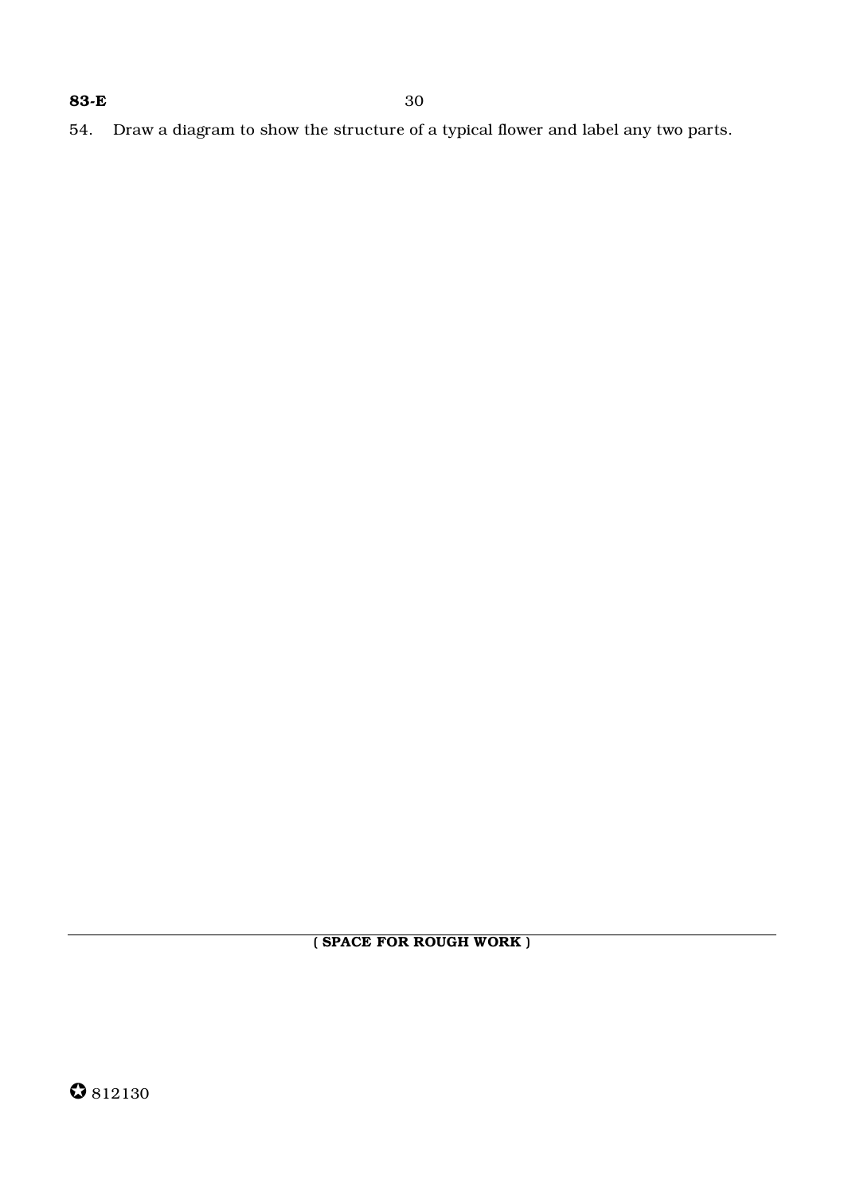54. Draw a diagram to show the structure of a typical flower and label any two parts.

**( SPACE FOR ROUGH WORK )**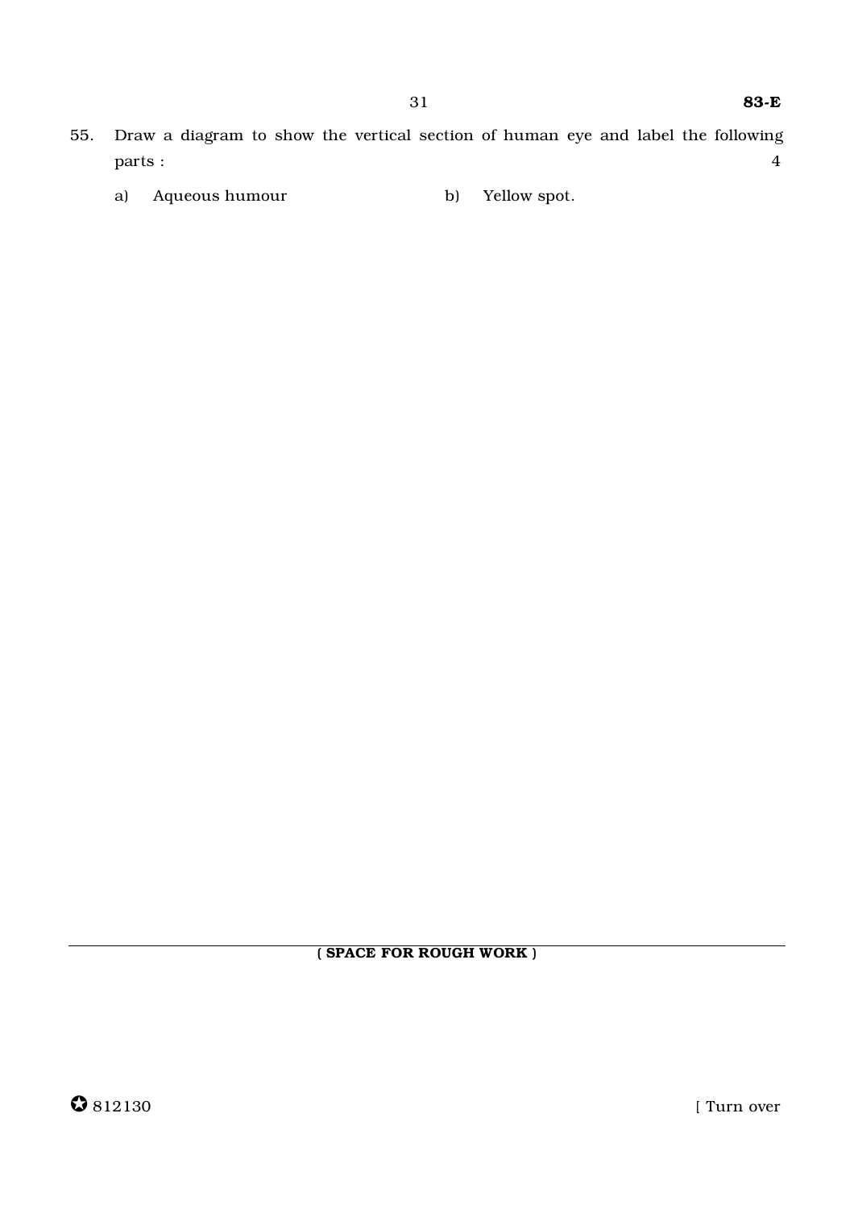55. Draw a diagram to show the vertical section of human eye and label the following parts : 4

    a) Aqueous humour  b) Yellow spot.

( **SPACE FOR ROUGH WORK** )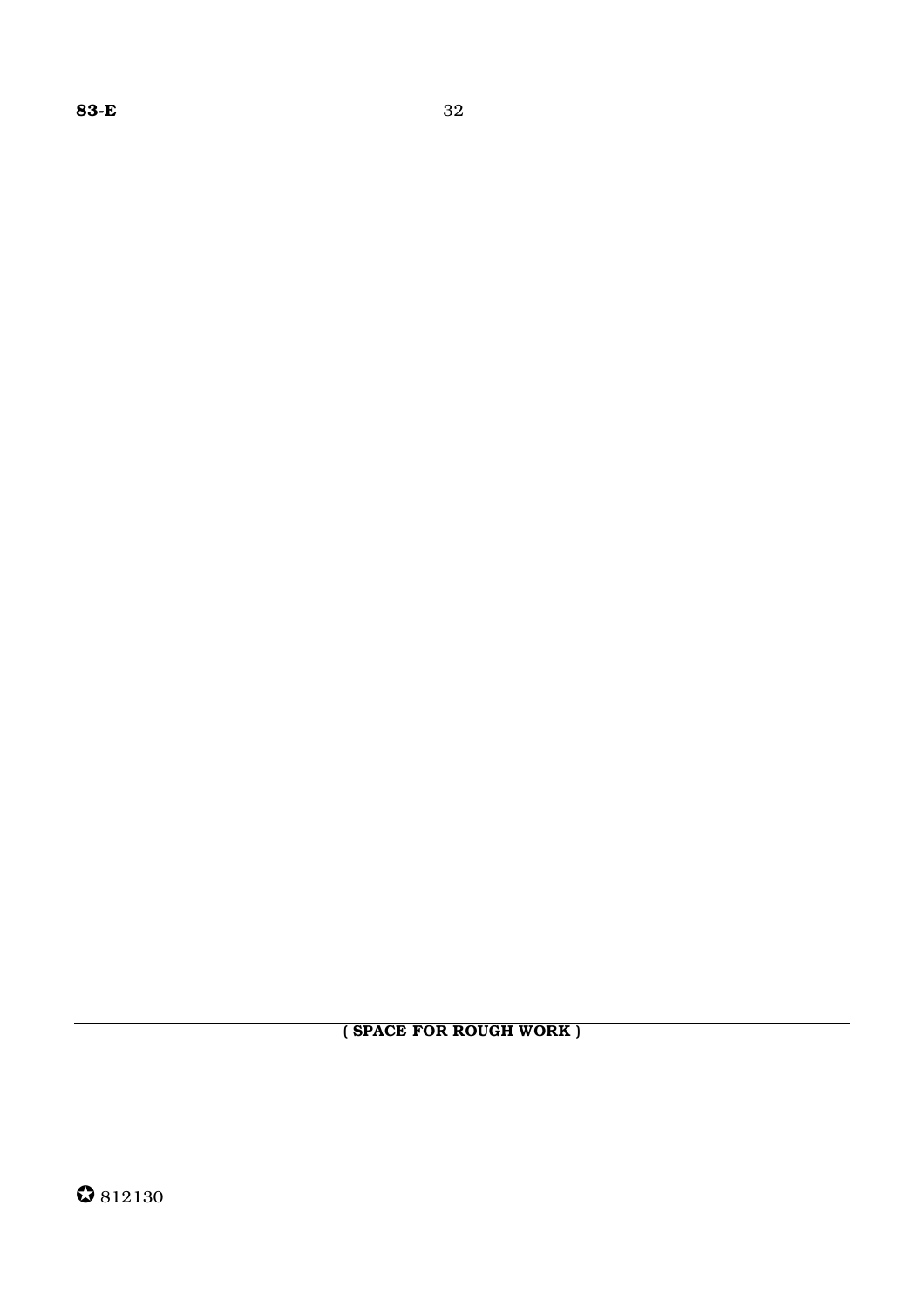( SPACE FOR ROUGH WORK )

812130